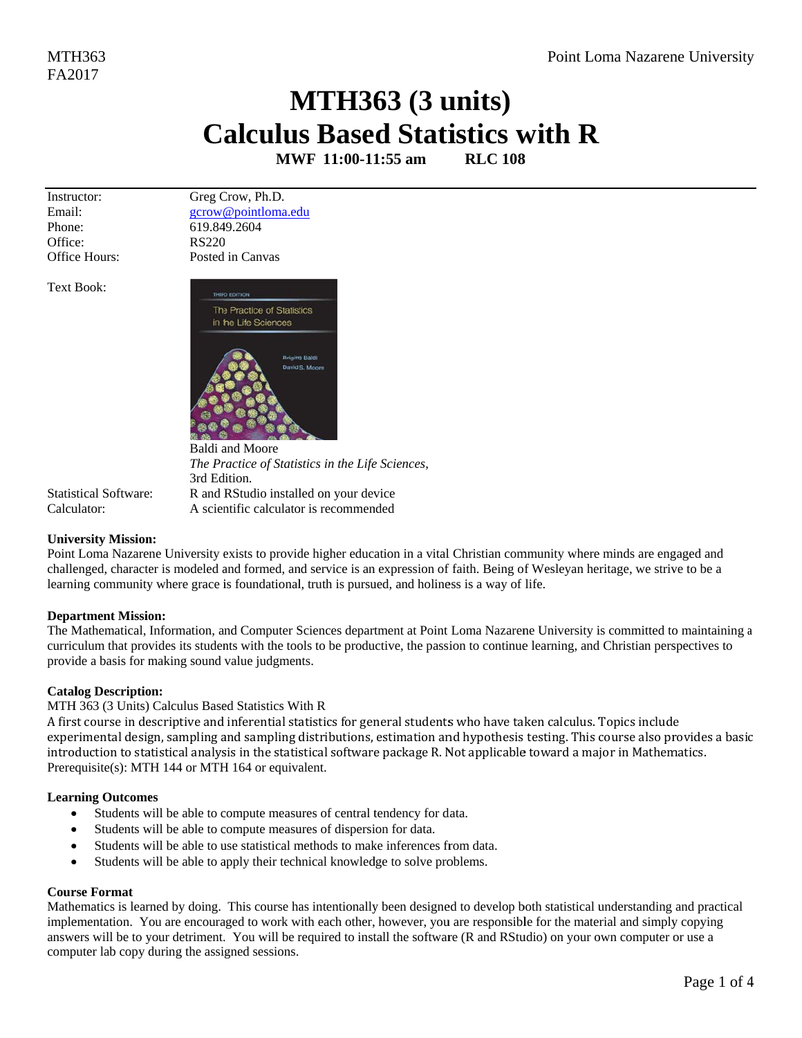# MTH363 (3 units)
# Calculus Based Statistics with R

**MWF 11:00-11:55 am RLC 108**

| | |
|---|---|
| Instructor: | Greg Crow, Ph.D. |
| Email: | gcrow@pointloma.edu |
| Phone: | 619.849.2604 |
| Office: | RS220 |
| Office Hours: | Posted in Canvas |

Text Book:

Baldi and Moore
*The Practice of Statistics in the Life Sciences,*
3rd Edition.

| | |
|---|---|
| Statistical Software: | R and RStudio installed on your device |
| Calculator: | A scientific calculator is recommended |

**University Mission:**
Point Loma Nazarene University exists to provide higher education in a vital Christian community where minds are engaged and challenged, character is modeled and formed, and service is an expression of faith. Being of Wesleyan heritage, we strive to be a learning community where grace is foundational, truth is pursued, and holiness is a way of life.

**Department Mission:**
The Mathematical, Information, and Computer Sciences department at Point Loma Nazarene University is committed to maintaining a curriculum that provides its students with the tools to be productive, the passion to continue learning, and Christian perspectives to provide a basis for making sound value judgments.

**Catalog Description:**
MTH 363 (3 Units) Calculus Based Statistics With R
A first course in descriptive and inferential statistics for general students who have taken calculus. Topics include experimental design, sampling and sampling distributions, estimation and hypothesis testing. This course also provides a basic introduction to statistical analysis in the statistical software package R. Not applicable toward a major in Mathematics.
Prerequisite(s): MTH 144 or MTH 164 or equivalent.

**Learning Outcomes**

- Students will be able to compute measures of central tendency for data.
- Students will be able to compute measures of dispersion for data.
- Students will be able to use statistical methods to make inferences from data.
- Students will be able to apply their technical knowledge to solve problems.

**Course Format**
Mathematics is learned by doing. This course has intentionally been designed to develop both statistical understanding and practical implementation. You are encouraged to work with each other, however, you are responsible for the material and simply copying answers will be to your detriment. You will be required to install the software (R and RStudio) on your own computer or use a computer lab copy during the assigned sessions.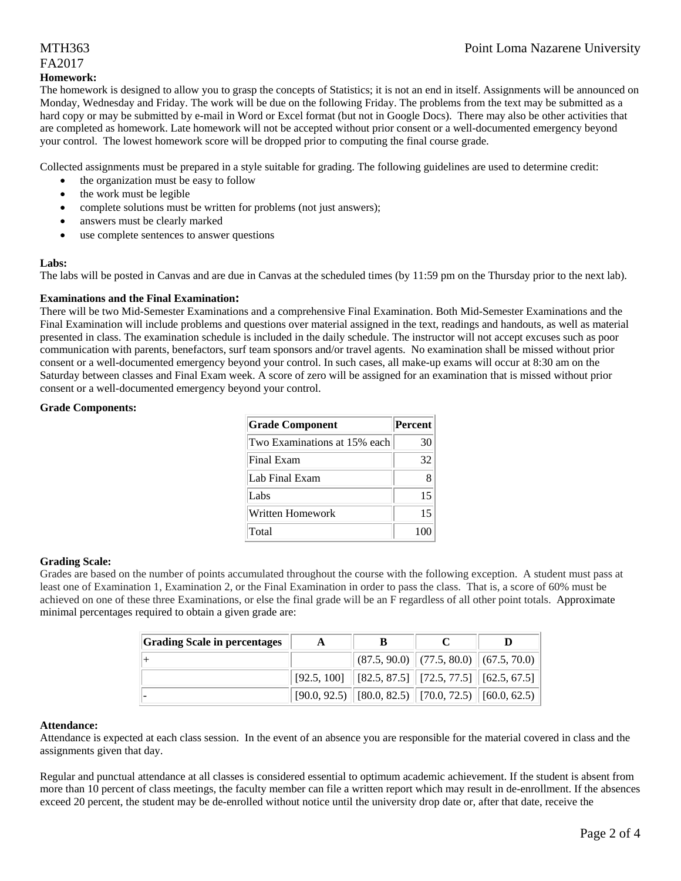**Homework:**

The homework is designed to allow you to grasp the concepts of Statistics; it is not an end in itself. Assignments will be announced on Monday, Wednesday and Friday. The work will be due on the following Friday. The problems from the text may be submitted as a hard copy or may be submitted by e-mail in Word or Excel format (but not in Google Docs). There may also be other activities that are completed as homework. Late homework will not be accepted without prior consent or a well-documented emergency beyond your control. The lowest homework score will be dropped prior to computing the final course grade.

Collected assignments must be prepared in a style suitable for grading. The following guidelines are used to determine credit:

- the organization must be easy to follow
- the work must be legible
- complete solutions must be written for problems (not just answers);
- answers must be clearly marked
- use complete sentences to answer questions

**Labs:**

The labs will be posted in Canvas and are due in Canvas at the scheduled times (by 11:59 pm on the Thursday prior to the next lab).

**Examinations and the Final Examination:**

There will be two Mid-Semester Examinations and a comprehensive Final Examination. Both Mid-Semester Examinations and the Final Examination will include problems and questions over material assigned in the text, readings and handouts, as well as material presented in class. The examination schedule is included in the daily schedule. The instructor will not accept excuses such as poor communication with parents, benefactors, surf team sponsors and/or travel agents. No examination shall be missed without prior consent or a well-documented emergency beyond your control. In such cases, all make-up exams will occur at 8:30 am on the Saturday between classes and Final Exam week. A score of zero will be assigned for an examination that is missed without prior consent or a well-documented emergency beyond your control.

**Grade Components:**

| Grade Component | Percent |
|---|---|
| Two Examinations at 15% each | 30 |
| Final Exam | 32 |
| Lab Final Exam | 8 |
| Labs | 15 |
| Written Homework | 15 |
| Total | 100 |

**Grading Scale:**

Grades are based on the number of points accumulated throughout the course with the following exception. A student must pass at least one of Examination 1, Examination 2, or the Final Examination in order to pass the class. That is, a score of 60% must be achieved on one of these three Examinations, or else the final grade will be an F regardless of all other point totals. Approximate minimal percentages required to obtain a given grade are:

| Grading Scale in percentages | A | B | C | D |
|---|---|---|---|---|
| + | | (87.5, 90.0) | (77.5, 80.0) | (67.5, 70.0) |
| | [92.5, 100] | [82.5, 87.5] | [72.5, 77.5] | [62.5, 67.5] |
| - | [90.0, 92.5) | [80.0, 82.5) | [70.0, 72.5) | [60.0, 62.5) |

**Attendance:**

Attendance is expected at each class session. In the event of an absence you are responsible for the material covered in class and the assignments given that day.

Regular and punctual attendance at all classes is considered essential to optimum academic achievement. If the student is absent from more than 10 percent of class meetings, the faculty member can file a written report which may result in de-enrollment. If the absences exceed 20 percent, the student may be de-enrolled without notice until the university drop date or, after that date, receive the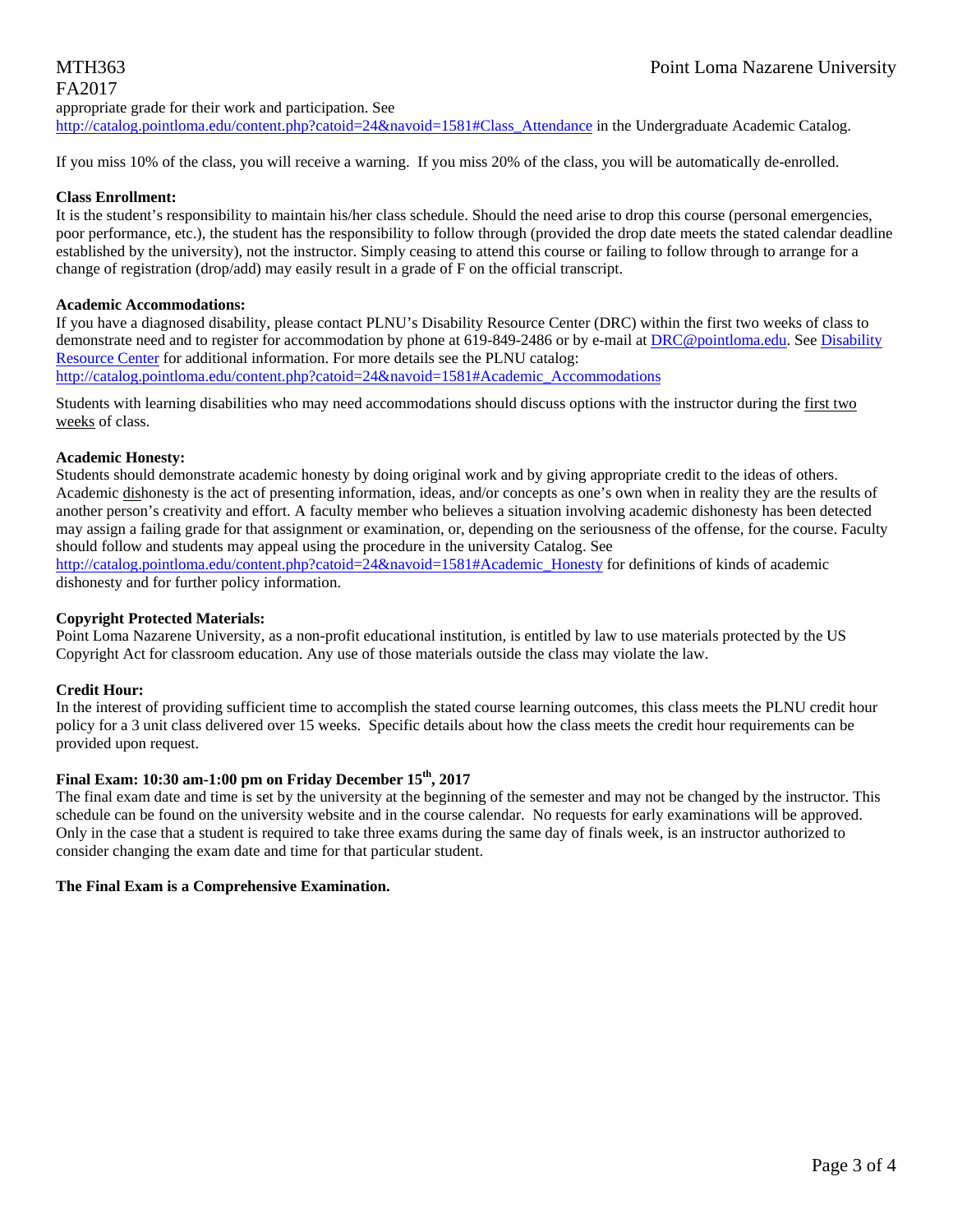appropriate grade for their work and participation. See http://catalog.pointloma.edu/content.php?catoid=24&navoid=1581#Class_Attendance in the Undergraduate Academic Catalog.

If you miss 10% of the class, you will receive a warning. If you miss 20% of the class, you will be automatically de-enrolled.

**Class Enrollment:**
It is the student's responsibility to maintain his/her class schedule. Should the need arise to drop this course (personal emergencies, poor performance, etc.), the student has the responsibility to follow through (provided the drop date meets the stated calendar deadline established by the university), not the instructor. Simply ceasing to attend this course or failing to follow through to arrange for a change of registration (drop/add) may easily result in a grade of F on the official transcript.

**Academic Accommodations:**
If you have a diagnosed disability, please contact PLNU's Disability Resource Center (DRC) within the first two weeks of class to demonstrate need and to register for accommodation by phone at 619-849-2486 or by e-mail at DRC@pointloma.edu. See Disability Resource Center for additional information. For more details see the PLNU catalog: http://catalog.pointloma.edu/content.php?catoid=24&navoid=1581#Academic_Accommodations

Students with learning disabilities who may need accommodations should discuss options with the instructor during the first two weeks of class.

**Academic Honesty:**
Students should demonstrate academic honesty by doing original work and by giving appropriate credit to the ideas of others. Academic dishonesty is the act of presenting information, ideas, and/or concepts as one's own when in reality they are the results of another person's creativity and effort. A faculty member who believes a situation involving academic dishonesty has been detected may assign a failing grade for that assignment or examination, or, depending on the seriousness of the offense, for the course. Faculty should follow and students may appeal using the procedure in the university Catalog. See http://catalog.pointloma.edu/content.php?catoid=24&navoid=1581#Academic_Honesty for definitions of kinds of academic dishonesty and for further policy information.

**Copyright Protected Materials:**
Point Loma Nazarene University, as a non-profit educational institution, is entitled by law to use materials protected by the US Copyright Act for classroom education. Any use of those materials outside the class may violate the law.

**Credit Hour:**
In the interest of providing sufficient time to accomplish the stated course learning outcomes, this class meets the PLNU credit hour policy for a 3 unit class delivered over 15 weeks. Specific details about how the class meets the credit hour requirements can be provided upon request.

**Final Exam: 10:30 am-1:00 pm on Friday December 15th, 2017**
The final exam date and time is set by the university at the beginning of the semester and may not be changed by the instructor. This schedule can be found on the university website and in the course calendar. No requests for early examinations will be approved. Only in the case that a student is required to take three exams during the same day of finals week, is an instructor authorized to consider changing the exam date and time for that particular student.

**The Final Exam is a Comprehensive Examination.**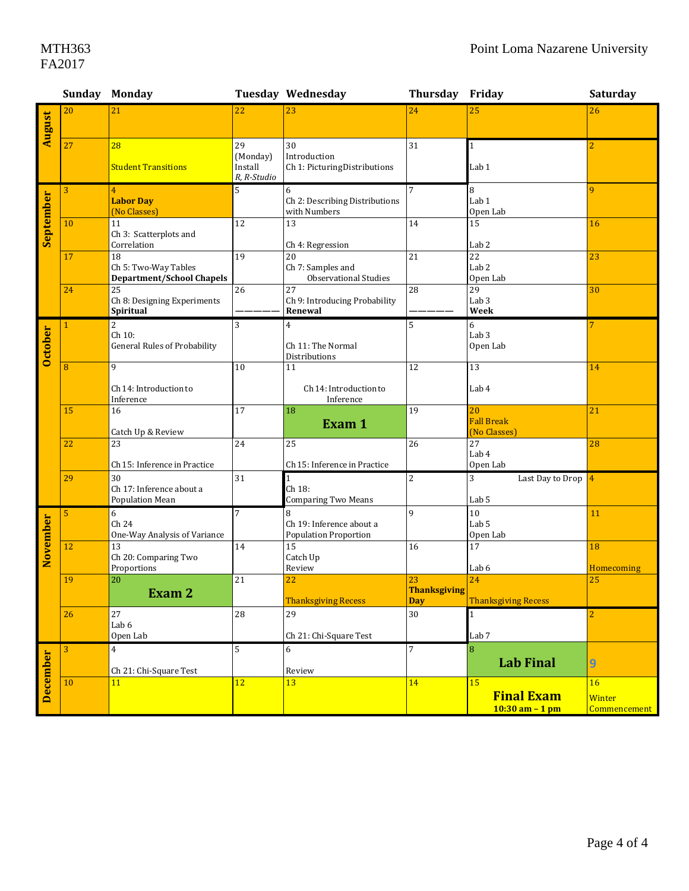MTH363
FA2017

Point Loma Nazarene University

| | Sunday | Monday | Tuesday | Wednesday | Thursday | Friday | Saturday |
|---|---|---|---|---|---|---|---|
| August | 20 | 21 | 22 | 23 | 24 | 25 | 26 |
| | 27 | 28 Student Transitions | 29 (Monday) Install *R, R-Studio* | 30 Introduction Ch 1: Picturing Distributions | 31 | 1 Lab 1 | 2 |
| September | 3 | 4 **Labor Day** (No Classes) | 5 | 6 Ch 2: Describing Distributions with Numbers | 7 | 8 Lab 1 Open Lab | 9 |
| | 10 | 11 Ch 3: Scatterplots and Correlation | 12 | 13 Ch 4: Regression | 14 | 15 Lab 2 | 16 |
| | 17 | 18 Ch 5: Two-Way Tables **Department/School Chapels** | 19 | 20 Ch 7: Samples and Observational Studies | 21 | 22 Lab 2 Open Lab | 23 |
| | 24 | 25 Ch 8: Designing Experiments **Spiritual** | 26 ——— | 27 Ch 9: Introducing Probability **Renewal** | 28 ——— | 29 Lab 3 **Week** | 30 |
| October | 1 | 2 Ch 10: General Rules of Probability | 3 | 4 Ch 11: The Normal Distributions | 5 | 6 Lab 3 Open Lab | 7 |
| | 8 | 9 Ch 14: Introduction to Inference | 10 | 11 Ch 14: Introduction to Inference | 12 | 13 Lab 4 | 14 |
| | 15 | 16 Catch Up & Review | 17 | 18 **Exam 1** | 19 | 20 Fall Break (No Classes) | 21 |
| | 22 | 23 Ch 15: Inference in Practice | 24 | 25 Ch 15: Inference in Practice | 26 | 27 Lab 4 Open Lab | 28 |
| | 29 | 30 Ch 17: Inference about a Population Mean | 31 | 1 Ch 18: Comparing Two Means | 2 | 3 Last Day to Drop Lab 5 | 4 |
| November | 5 | 6 Ch 24 One-Way Analysis of Variance | 7 | 8 Ch 19: Inference about a Population Proportion | 9 | 10 Lab 5 Open Lab | 11 |
| | 12 | 13 Ch 20: Comparing Two Proportions | 14 | 15 Catch Up Review | 16 | 17 Lab 6 | 18 Homecoming |
| | 19 | 20 **Exam 2** | 21 | 22 Thanksgiving Recess | 23 **Thanksgiving Day** | 24 Thanksgiving Recess | 25 |
| | 26 | 27 Lab 6 Open Lab | 28 | 29 Ch 21: Chi-Square Test | 30 | 1 Lab 7 | 2 |
| December | 3 | 4 Ch 21: Chi-Square Test | 5 | 6 Review | 7 | 8 **Lab Final** | 9 |
| | 10 | 11 | 12 | 13 | 14 | 15 **Final Exam** **10:30 am – 1 pm** | 16 Winter Commencement |